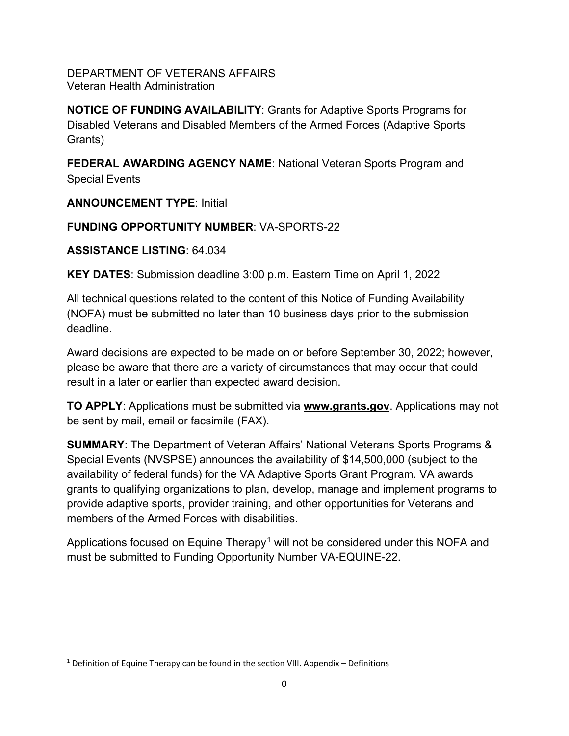DEPARTMENT OF VETERANS AFFAIRS
Veteran Health Administration

**NOTICE OF FUNDING AVAILABILITY**: Grants for Adaptive Sports Programs for Disabled Veterans and Disabled Members of the Armed Forces (Adaptive Sports Grants)

**FEDERAL AWARDING AGENCY NAME**: National Veteran Sports Program and Special Events

**ANNOUNCEMENT TYPE**: Initial

**FUNDING OPPORTUNITY NUMBER**: VA-SPORTS-22

**ASSISTANCE LISTING**: 64.034

**KEY DATES**: Submission deadline 3:00 p.m. Eastern Time on April 1, 2022

All technical questions related to the content of this Notice of Funding Availability (NOFA) must be submitted no later than 10 business days prior to the submission deadline.

Award decisions are expected to be made on or before September 30, 2022; however, please be aware that there are a variety of circumstances that may occur that could result in a later or earlier than expected award decision.

**TO APPLY**: Applications must be submitted via **www.grants.gov**. Applications may not be sent by mail, email or facsimile (FAX).

**SUMMARY**: The Department of Veteran Affairs' National Veterans Sports Programs & Special Events (NVSPSE) announces the availability of $14,500,000 (subject to the availability of federal funds) for the VA Adaptive Sports Grant Program. VA awards grants to qualifying organizations to plan, develop, manage and implement programs to provide adaptive sports, provider training, and other opportunities for Veterans and members of the Armed Forces with disabilities.

Applications focused on Equine Therapy[1] will not be considered under this NOFA and must be submitted to Funding Opportunity Number VA-EQUINE-22.

[1] Definition of Equine Therapy can be found in the section VIII. Appendix – Definitions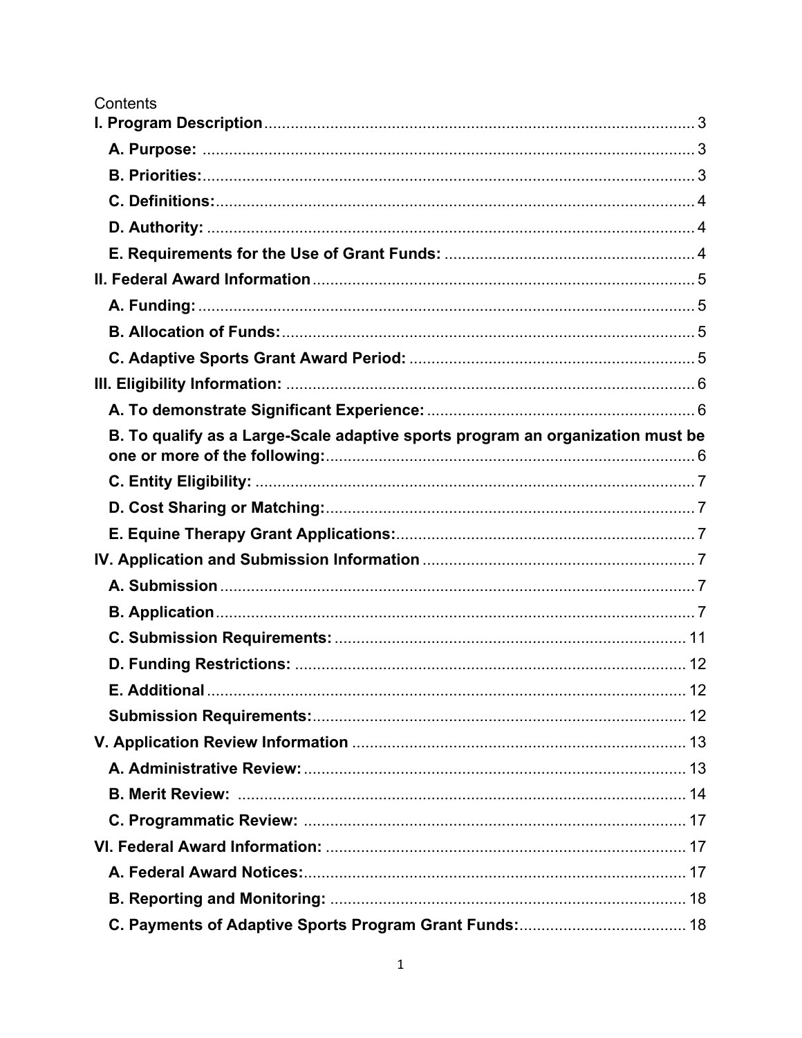Contents

**I. Program Description** 3

- **A. Purpose:** 3
- **B. Priorities:** 3
- **C. Definitions:** 4
- **D. Authority:** 4
- **E. Requirements for the Use of Grant Funds:** 4

**II. Federal Award Information** 5

- **A. Funding:** 5
- **B. Allocation of Funds:** 5
- **C. Adaptive Sports Grant Award Period:** 5

**III. Eligibility Information:** 6

- **A. To demonstrate Significant Experience:** 6
- **B. To qualify as a Large-Scale adaptive sports program an organization must be one or more of the following:** 6
- **C. Entity Eligibility:** 7
- **D. Cost Sharing or Matching:** 7
- **E. Equine Therapy Grant Applications:** 7

**IV. Application and Submission Information** 7

- **A. Submission** 7
- **B. Application** 7
- **C. Submission Requirements:** 11
- **D. Funding Restrictions:** 12
- **E. Additional** 12
- **Submission Requirements:** 12

**V. Application Review Information** 13

- **A. Administrative Review:** 13
- **B. Merit Review:** 14
- **C. Programmatic Review:** 17

**VI. Federal Award Information:** 17

- **A. Federal Award Notices:** 17
- **B. Reporting and Monitoring:** 18
- **C. Payments of Adaptive Sports Program Grant Funds:** 18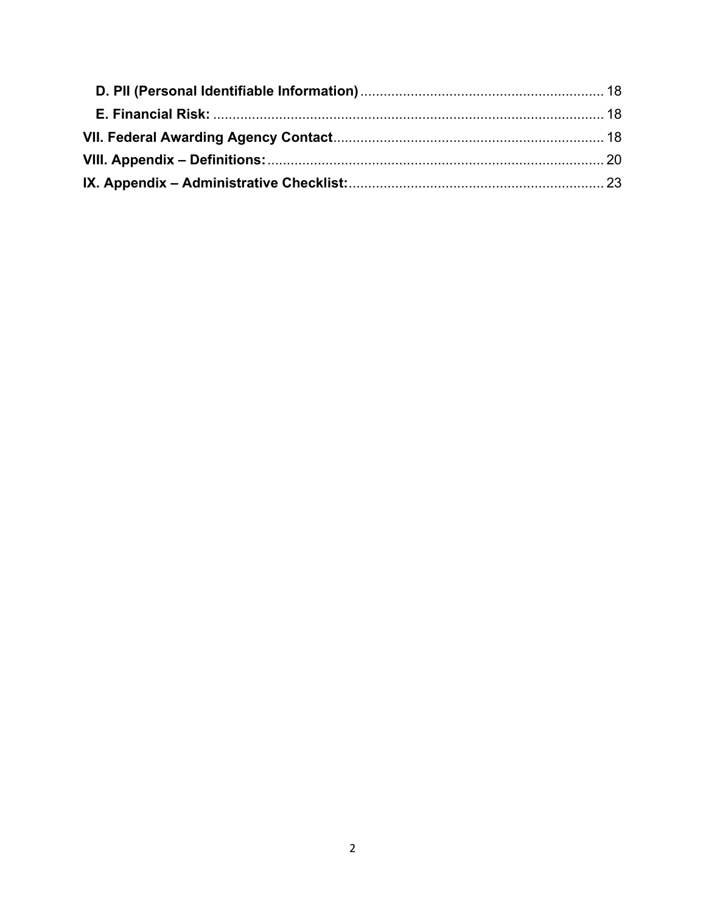**D. PII (Personal Identifiable Information)** .............................................................. 18

**E. Financial Risk:** .................................................................................................... 18

**VII. Federal Awarding Agency Contact** ..................................................................... 18

**VIII. Appendix – Definitions:** ...................................................................................... 20

**IX. Appendix – Administrative Checklist:** .................................................................. 23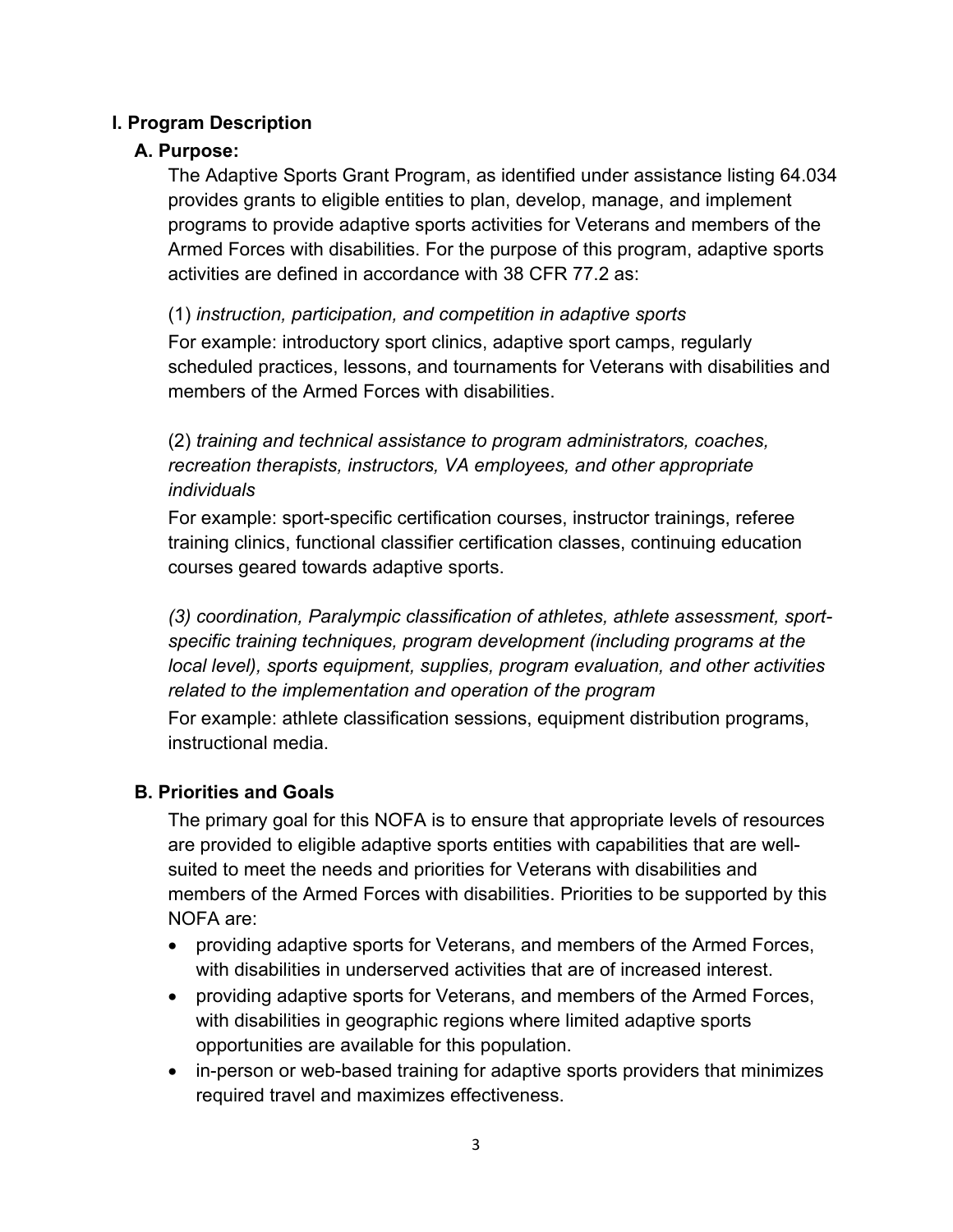# I. Program Description

## A. Purpose:

The Adaptive Sports Grant Program, as identified under assistance listing 64.034 provides grants to eligible entities to plan, develop, manage, and implement programs to provide adaptive sports activities for Veterans and members of the Armed Forces with disabilities. For the purpose of this program, adaptive sports activities are defined in accordance with 38 CFR 77.2 as:

(1) *instruction, participation, and competition in adaptive sports*

For example: introductory sport clinics, adaptive sport camps, regularly scheduled practices, lessons, and tournaments for Veterans with disabilities and members of the Armed Forces with disabilities.

(2) *training and technical assistance to program administrators, coaches, recreation therapists, instructors, VA employees, and other appropriate individuals*

For example: sport-specific certification courses, instructor trainings, referee training clinics, functional classifier certification classes, continuing education courses geared towards adaptive sports.

*(3) coordination, Paralympic classification of athletes, athlete assessment, sport-specific training techniques, program development (including programs at the local level), sports equipment, supplies, program evaluation, and other activities related to the implementation and operation of the program*

For example: athlete classification sessions, equipment distribution programs, instructional media.

## B. Priorities and Goals

The primary goal for this NOFA is to ensure that appropriate levels of resources are provided to eligible adaptive sports entities with capabilities that are well-suited to meet the needs and priorities for Veterans with disabilities and members of the Armed Forces with disabilities. Priorities to be supported by this NOFA are:

- providing adaptive sports for Veterans, and members of the Armed Forces, with disabilities in underserved activities that are of increased interest.
- providing adaptive sports for Veterans, and members of the Armed Forces, with disabilities in geographic regions where limited adaptive sports opportunities are available for this population.
- in-person or web-based training for adaptive sports providers that minimizes required travel and maximizes effectiveness.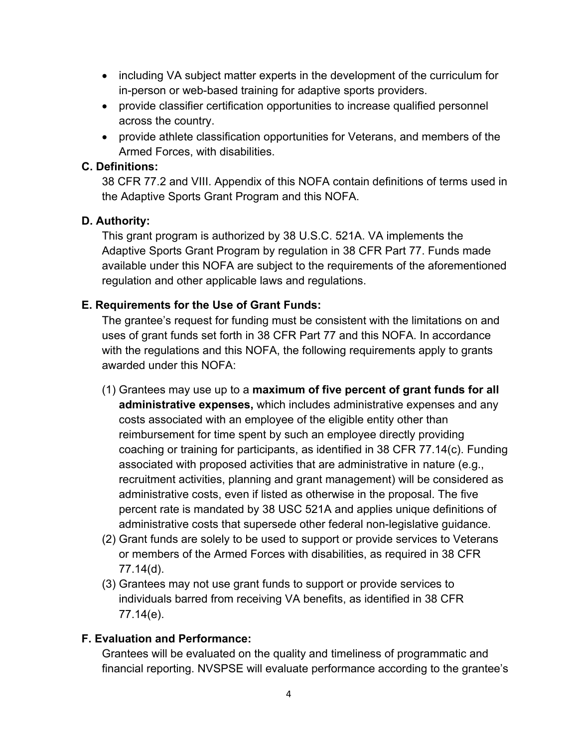- including VA subject matter experts in the development of the curriculum for in-person or web-based training for adaptive sports providers.
- provide classifier certification opportunities to increase qualified personnel across the country.
- provide athlete classification opportunities for Veterans, and members of the Armed Forces, with disabilities.

**C. Definitions:**

38 CFR 77.2 and VIII. Appendix of this NOFA contain definitions of terms used in the Adaptive Sports Grant Program and this NOFA.

**D. Authority:**

This grant program is authorized by 38 U.S.C. 521A. VA implements the Adaptive Sports Grant Program by regulation in 38 CFR Part 77. Funds made available under this NOFA are subject to the requirements of the aforementioned regulation and other applicable laws and regulations.

**E. Requirements for the Use of Grant Funds:**

The grantee's request for funding must be consistent with the limitations on and uses of grant funds set forth in 38 CFR Part 77 and this NOFA. In accordance with the regulations and this NOFA, the following requirements apply to grants awarded under this NOFA:

(1) Grantees may use up to a **maximum of five percent of grant funds for all administrative expenses,** which includes administrative expenses and any costs associated with an employee of the eligible entity other than reimbursement for time spent by such an employee directly providing coaching or training for participants, as identified in 38 CFR 77.14(c). Funding associated with proposed activities that are administrative in nature (e.g., recruitment activities, planning and grant management) will be considered as administrative costs, even if listed as otherwise in the proposal. The five percent rate is mandated by 38 USC 521A and applies unique definitions of administrative costs that supersede other federal non-legislative guidance.

(2) Grant funds are solely to be used to support or provide services to Veterans or members of the Armed Forces with disabilities, as required in 38 CFR 77.14(d).

(3) Grantees may not use grant funds to support or provide services to individuals barred from receiving VA benefits, as identified in 38 CFR 77.14(e).

**F. Evaluation and Performance:**

Grantees will be evaluated on the quality and timeliness of programmatic and financial reporting. NVSPSE will evaluate performance according to the grantee's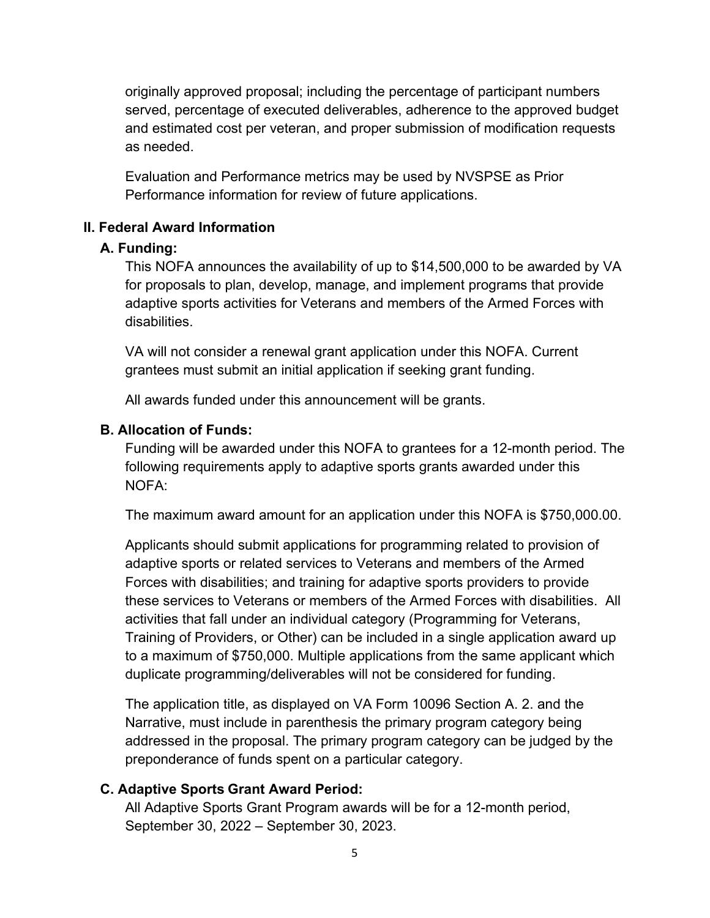originally approved proposal; including the percentage of participant numbers served, percentage of executed deliverables, adherence to the approved budget and estimated cost per veteran, and proper submission of modification requests as needed.

Evaluation and Performance metrics may be used by NVSPSE as Prior Performance information for review of future applications.

## II. Federal Award Information

### A. Funding:

This NOFA announces the availability of up to $14,500,000 to be awarded by VA for proposals to plan, develop, manage, and implement programs that provide adaptive sports activities for Veterans and members of the Armed Forces with disabilities.

VA will not consider a renewal grant application under this NOFA. Current grantees must submit an initial application if seeking grant funding.

All awards funded under this announcement will be grants.

### B. Allocation of Funds:

Funding will be awarded under this NOFA to grantees for a 12-month period. The following requirements apply to adaptive sports grants awarded under this NOFA:

The maximum award amount for an application under this NOFA is $750,000.00.

Applicants should submit applications for programming related to provision of adaptive sports or related services to Veterans and members of the Armed Forces with disabilities; and training for adaptive sports providers to provide these services to Veterans or members of the Armed Forces with disabilities. All activities that fall under an individual category (Programming for Veterans, Training of Providers, or Other) can be included in a single application award up to a maximum of $750,000. Multiple applications from the same applicant which duplicate programming/deliverables will not be considered for funding.

The application title, as displayed on VA Form 10096 Section A. 2. and the Narrative, must include in parenthesis the primary program category being addressed in the proposal. The primary program category can be judged by the preponderance of funds spent on a particular category.

### C. Adaptive Sports Grant Award Period:

All Adaptive Sports Grant Program awards will be for a 12-month period, September 30, 2022 – September 30, 2023.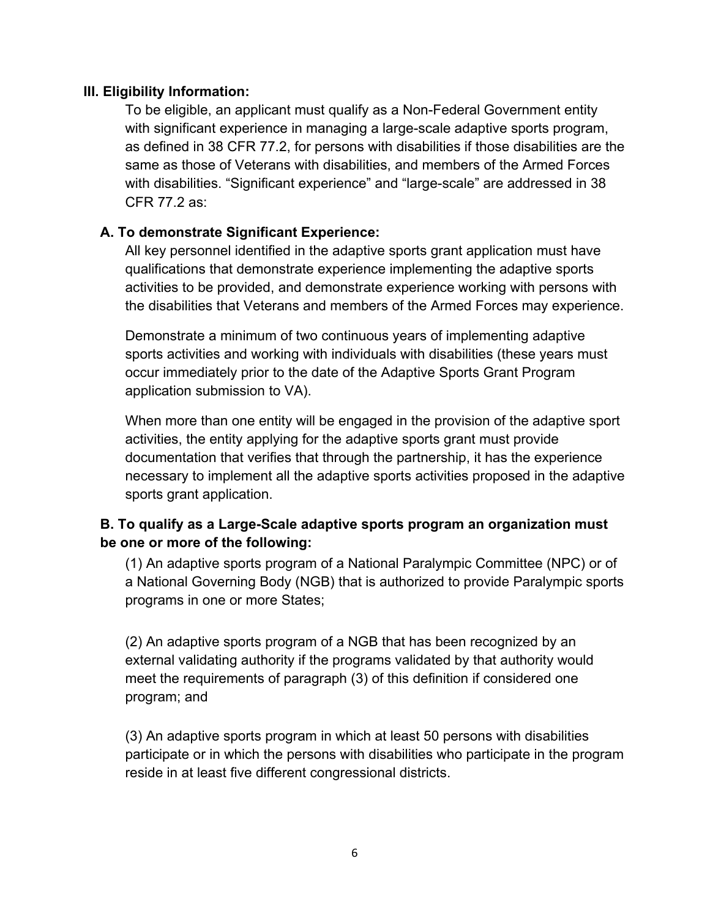## III. Eligibility Information:

To be eligible, an applicant must qualify as a Non-Federal Government entity with significant experience in managing a large-scale adaptive sports program, as defined in 38 CFR 77.2, for persons with disabilities if those disabilities are the same as those of Veterans with disabilities, and members of the Armed Forces with disabilities. “Significant experience” and “large-scale” are addressed in 38 CFR 77.2 as:

### A. To demonstrate Significant Experience:

All key personnel identified in the adaptive sports grant application must have qualifications that demonstrate experience implementing the adaptive sports activities to be provided, and demonstrate experience working with persons with the disabilities that Veterans and members of the Armed Forces may experience.

Demonstrate a minimum of two continuous years of implementing adaptive sports activities and working with individuals with disabilities (these years must occur immediately prior to the date of the Adaptive Sports Grant Program application submission to VA).

When more than one entity will be engaged in the provision of the adaptive sport activities, the entity applying for the adaptive sports grant must provide documentation that verifies that through the partnership, it has the experience necessary to implement all the adaptive sports activities proposed in the adaptive sports grant application.

### B. To qualify as a Large-Scale adaptive sports program an organization must be one or more of the following:

(1) An adaptive sports program of a National Paralympic Committee (NPC) or of a National Governing Body (NGB) that is authorized to provide Paralympic sports programs in one or more States;

(2) An adaptive sports program of a NGB that has been recognized by an external validating authority if the programs validated by that authority would meet the requirements of paragraph (3) of this definition if considered one program; and

(3) An adaptive sports program in which at least 50 persons with disabilities participate or in which the persons with disabilities who participate in the program reside in at least five different congressional districts.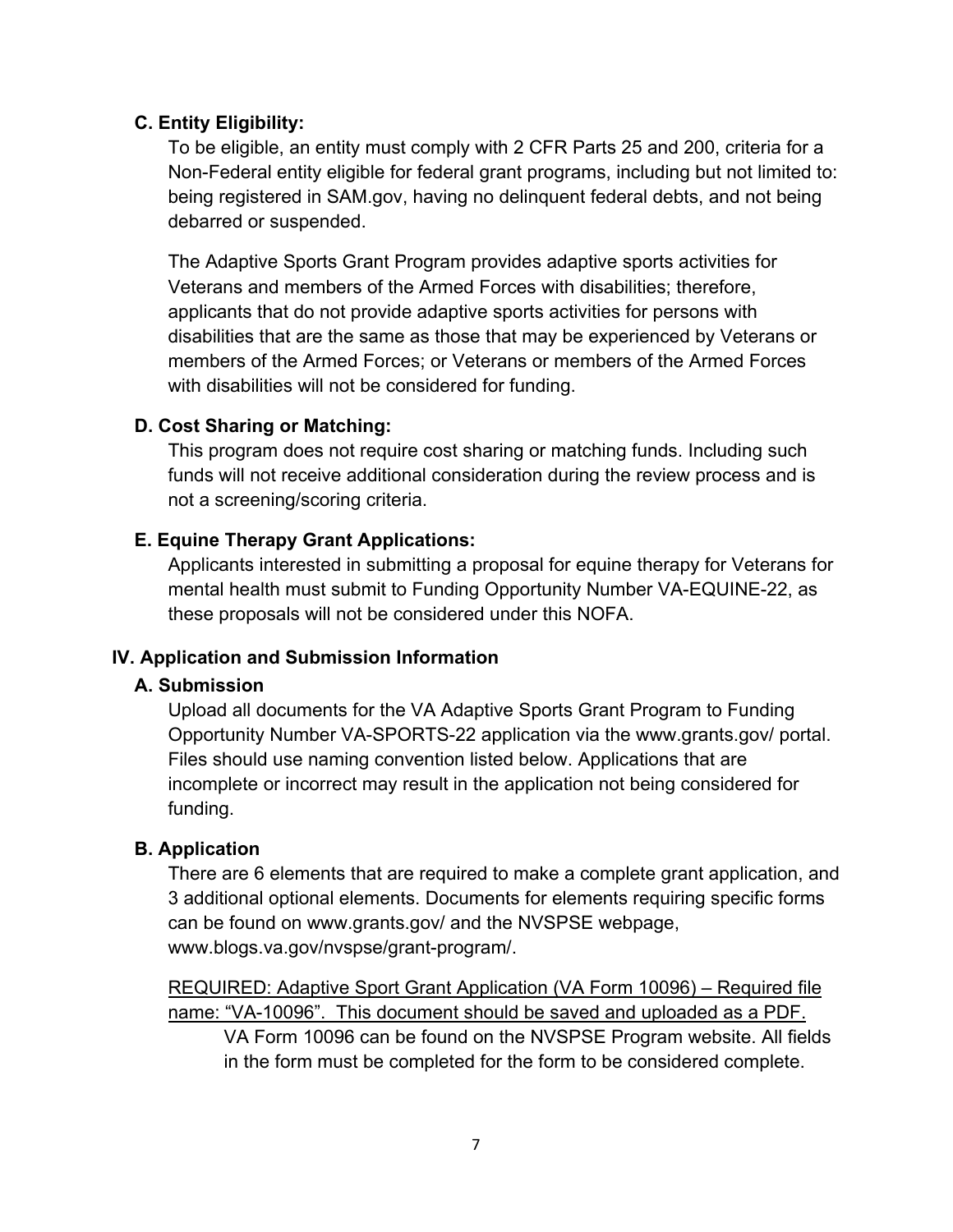### C. Entity Eligibility:

To be eligible, an entity must comply with 2 CFR Parts 25 and 200, criteria for a Non-Federal entity eligible for federal grant programs, including but not limited to: being registered in SAM.gov, having no delinquent federal debts, and not being debarred or suspended.

The Adaptive Sports Grant Program provides adaptive sports activities for Veterans and members of the Armed Forces with disabilities; therefore, applicants that do not provide adaptive sports activities for persons with disabilities that are the same as those that may be experienced by Veterans or members of the Armed Forces; or Veterans or members of the Armed Forces with disabilities will not be considered for funding.

### D. Cost Sharing or Matching:

This program does not require cost sharing or matching funds. Including such funds will not receive additional consideration during the review process and is not a screening/scoring criteria.

### E. Equine Therapy Grant Applications:

Applicants interested in submitting a proposal for equine therapy for Veterans for mental health must submit to Funding Opportunity Number VA-EQUINE-22, as these proposals will not be considered under this NOFA.

## IV. Application and Submission Information

### A. Submission

Upload all documents for the VA Adaptive Sports Grant Program to Funding Opportunity Number VA-SPORTS-22 application via the www.grants.gov/ portal. Files should use naming convention listed below. Applications that are incomplete or incorrect may result in the application not being considered for funding.

### B. Application

There are 6 elements that are required to make a complete grant application, and 3 additional optional elements. Documents for elements requiring specific forms can be found on www.grants.gov/ and the NVSPSE webpage, www.blogs.va.gov/nvspse/grant-program/.

<u>REQUIRED: Adaptive Sport Grant Application (VA Form 10096) – Required file name: “VA-10096”. This document should be saved and uploaded as a PDF.</u>

VA Form 10096 can be found on the NVSPSE Program website. All fields in the form must be completed for the form to be considered complete.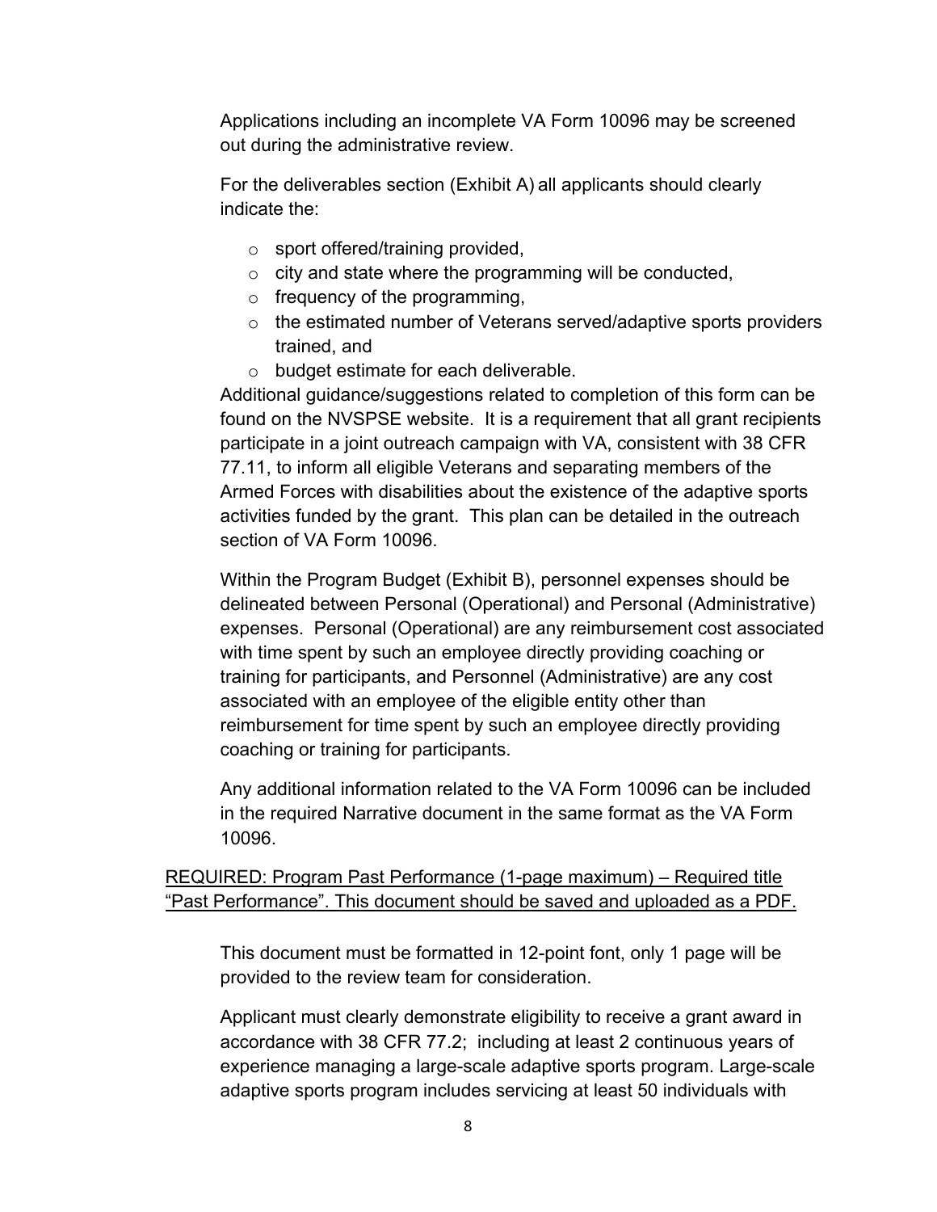Applications including an incomplete VA Form 10096 may be screened out during the administrative review.

For the deliverables section (Exhibit A) all applicants should clearly indicate the:

- sport offered/training provided,
- city and state where the programming will be conducted,
- frequency of the programming,
- the estimated number of Veterans served/adaptive sports providers trained, and
- budget estimate for each deliverable.

Additional guidance/suggestions related to completion of this form can be found on the NVSPSE website. It is a requirement that all grant recipients participate in a joint outreach campaign with VA, consistent with 38 CFR 77.11, to inform all eligible Veterans and separating members of the Armed Forces with disabilities about the existence of the adaptive sports activities funded by the grant. This plan can be detailed in the outreach section of VA Form 10096.

Within the Program Budget (Exhibit B), personnel expenses should be delineated between Personal (Operational) and Personal (Administrative) expenses. Personal (Operational) are any reimbursement cost associated with time spent by such an employee directly providing coaching or training for participants, and Personnel (Administrative) are any cost associated with an employee of the eligible entity other than reimbursement for time spent by such an employee directly providing coaching or training for participants.

Any additional information related to the VA Form 10096 can be included in the required Narrative document in the same format as the VA Form 10096.

<u>REQUIRED: Program Past Performance (1-page maximum) – Required title “Past Performance”. This document should be saved and uploaded as a PDF.</u>

This document must be formatted in 12-point font, only 1 page will be provided to the review team for consideration.

Applicant must clearly demonstrate eligibility to receive a grant award in accordance with 38 CFR 77.2; including at least 2 continuous years of experience managing a large-scale adaptive sports program. Large-scale adaptive sports program includes servicing at least 50 individuals with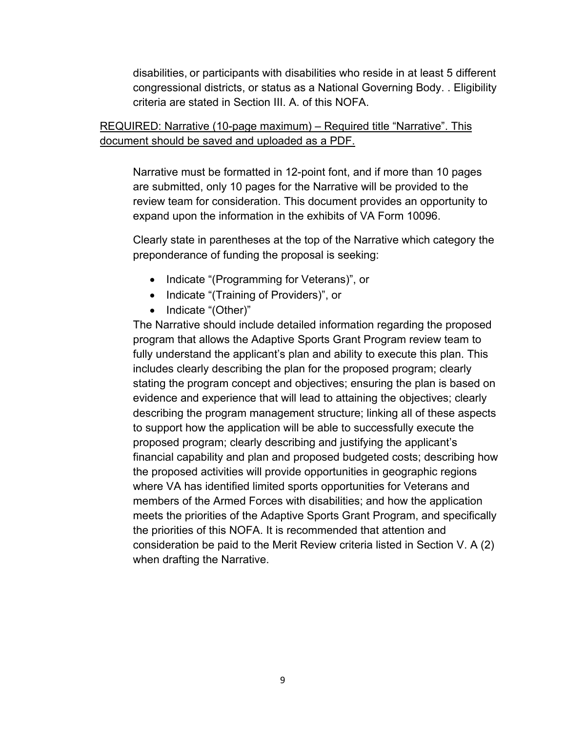disabilities, or participants with disabilities who reside in at least 5 different congressional districts, or status as a National Governing Body. . Eligibility criteria are stated in Section III. A. of this NOFA.

<u>REQUIRED: Narrative (10-page maximum) – Required title "Narrative". This document should be saved and uploaded as a PDF.</u>

Narrative must be formatted in 12-point font, and if more than 10 pages are submitted, only 10 pages for the Narrative will be provided to the review team for consideration. This document provides an opportunity to expand upon the information in the exhibits of VA Form 10096.

Clearly state in parentheses at the top of the Narrative which category the preponderance of funding the proposal is seeking:

- Indicate "(Programming for Veterans)", or
- Indicate "(Training of Providers)", or
- Indicate "(Other)"

The Narrative should include detailed information regarding the proposed program that allows the Adaptive Sports Grant Program review team to fully understand the applicant's plan and ability to execute this plan. This includes clearly describing the plan for the proposed program; clearly stating the program concept and objectives; ensuring the plan is based on evidence and experience that will lead to attaining the objectives; clearly describing the program management structure; linking all of these aspects to support how the application will be able to successfully execute the proposed program; clearly describing and justifying the applicant's financial capability and plan and proposed budgeted costs; describing how the proposed activities will provide opportunities in geographic regions where VA has identified limited sports opportunities for Veterans and members of the Armed Forces with disabilities; and how the application meets the priorities of the Adaptive Sports Grant Program, and specifically the priorities of this NOFA. It is recommended that attention and consideration be paid to the Merit Review criteria listed in Section V. A (2) when drafting the Narrative.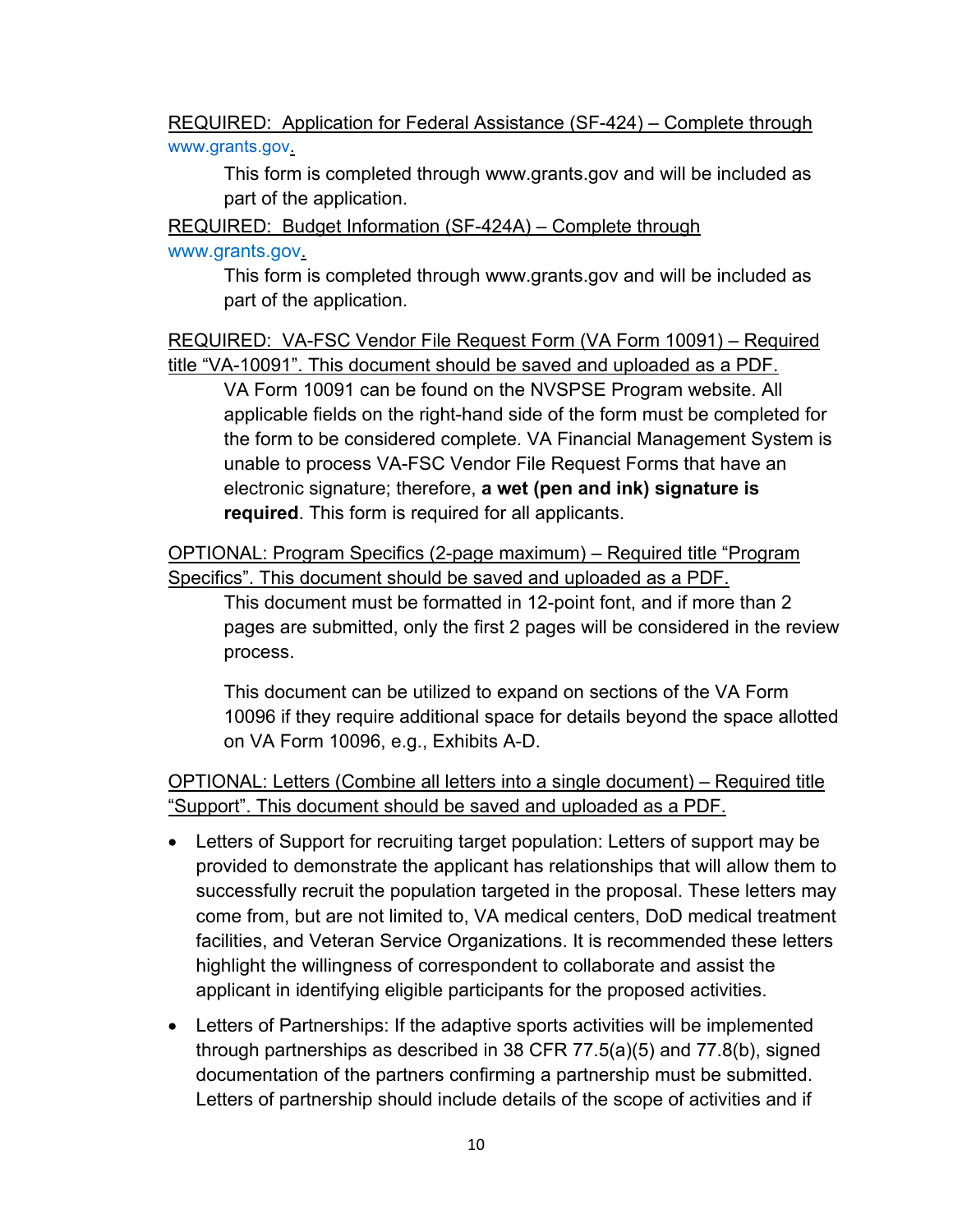<u>REQUIRED: Application for Federal Assistance (SF-424) – Complete through www.grants.gov.</u>

This form is completed through www.grants.gov and will be included as part of the application.

<u>REQUIRED: Budget Information (SF-424A) – Complete through www.grants.gov.</u>

This form is completed through www.grants.gov and will be included as part of the application.

<u>REQUIRED: VA-FSC Vendor File Request Form (VA Form 10091) – Required title "VA-10091". This document should be saved and uploaded as a PDF.</u>

VA Form 10091 can be found on the NVSPSE Program website. All applicable fields on the right-hand side of the form must be completed for the form to be considered complete. VA Financial Management System is unable to process VA-FSC Vendor File Request Forms that have an electronic signature; therefore, **a wet (pen and ink) signature is required**. This form is required for all applicants.

<u>OPTIONAL: Program Specifics (2-page maximum) – Required title "Program Specifics". This document should be saved and uploaded as a PDF.</u>

This document must be formatted in 12-point font, and if more than 2 pages are submitted, only the first 2 pages will be considered in the review process.

This document can be utilized to expand on sections of the VA Form 10096 if they require additional space for details beyond the space allotted on VA Form 10096, e.g., Exhibits A-D.

<u>OPTIONAL: Letters (Combine all letters into a single document) – Required title "Support". This document should be saved and uploaded as a PDF.</u>

- Letters of Support for recruiting target population: Letters of support may be provided to demonstrate the applicant has relationships that will allow them to successfully recruit the population targeted in the proposal. These letters may come from, but are not limited to, VA medical centers, DoD medical treatment facilities, and Veteran Service Organizations. It is recommended these letters highlight the willingness of correspondent to collaborate and assist the applicant in identifying eligible participants for the proposed activities.
- Letters of Partnerships: If the adaptive sports activities will be implemented through partnerships as described in 38 CFR 77.5(a)(5) and 77.8(b), signed documentation of the partners confirming a partnership must be submitted. Letters of partnership should include details of the scope of activities and if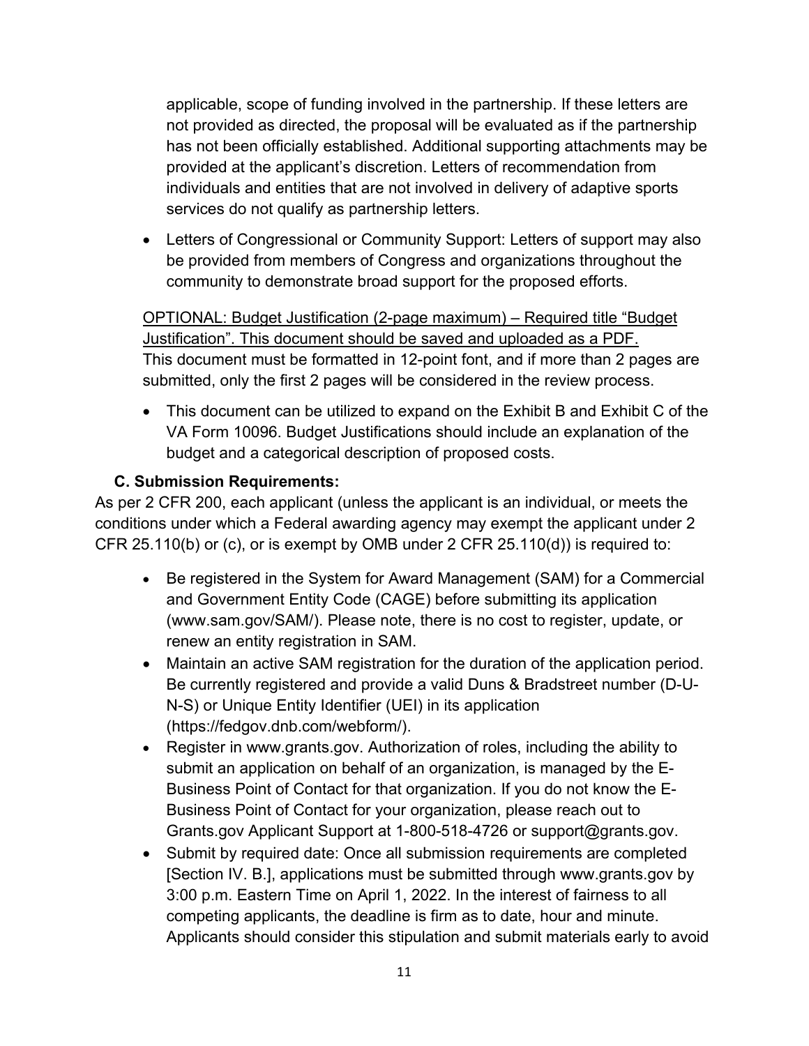applicable, scope of funding involved in the partnership. If these letters are not provided as directed, the proposal will be evaluated as if the partnership has not been officially established. Additional supporting attachments may be provided at the applicant's discretion. Letters of recommendation from individuals and entities that are not involved in delivery of adaptive sports services do not qualify as partnership letters.

- Letters of Congressional or Community Support: Letters of support may also be provided from members of Congress and organizations throughout the community to demonstrate broad support for the proposed efforts.

OPTIONAL: Budget Justification (2-page maximum) – Required title "Budget Justification". This document should be saved and uploaded as a PDF. This document must be formatted in 12-point font, and if more than 2 pages are submitted, only the first 2 pages will be considered in the review process.

- This document can be utilized to expand on the Exhibit B and Exhibit C of the VA Form 10096. Budget Justifications should include an explanation of the budget and a categorical description of proposed costs.

### C. Submission Requirements:

As per 2 CFR 200, each applicant (unless the applicant is an individual, or meets the conditions under which a Federal awarding agency may exempt the applicant under 2 CFR 25.110(b) or (c), or is exempt by OMB under 2 CFR 25.110(d)) is required to:

- Be registered in the System for Award Management (SAM) for a Commercial and Government Entity Code (CAGE) before submitting its application (www.sam.gov/SAM/). Please note, there is no cost to register, update, or renew an entity registration in SAM.
- Maintain an active SAM registration for the duration of the application period. Be currently registered and provide a valid Duns & Bradstreet number (D-U-N-S) or Unique Entity Identifier (UEI) in its application (https://fedgov.dnb.com/webform/).
- Register in www.grants.gov. Authorization of roles, including the ability to submit an application on behalf of an organization, is managed by the E-Business Point of Contact for that organization. If you do not know the E-Business Point of Contact for your organization, please reach out to Grants.gov Applicant Support at 1-800-518-4726 or support@grants.gov.
- Submit by required date: Once all submission requirements are completed [Section IV. B.], applications must be submitted through www.grants.gov by 3:00 p.m. Eastern Time on April 1, 2022. In the interest of fairness to all competing applicants, the deadline is firm as to date, hour and minute. Applicants should consider this stipulation and submit materials early to avoid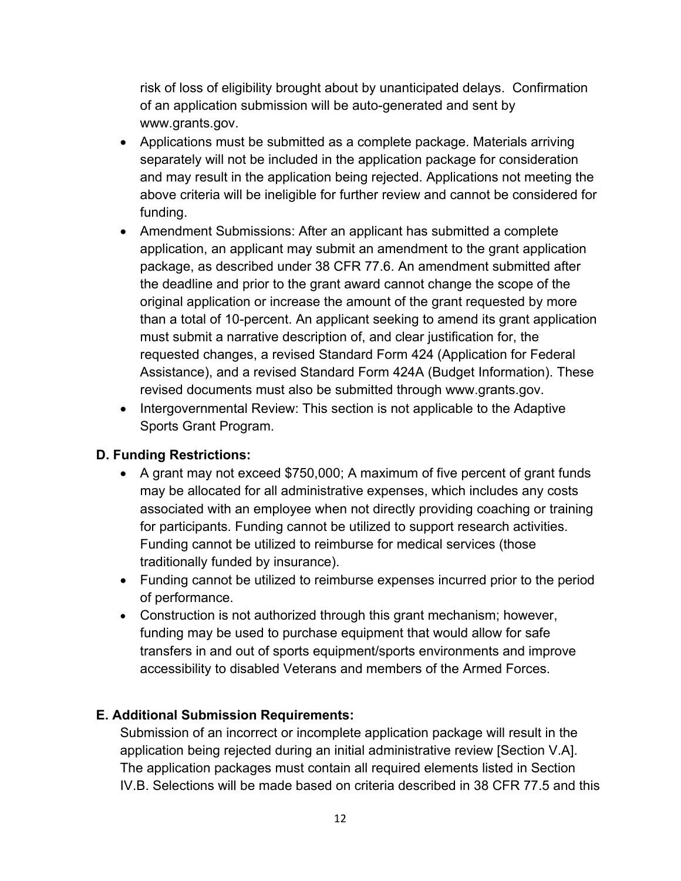risk of loss of eligibility brought about by unanticipated delays. Confirmation of an application submission will be auto-generated and sent by www.grants.gov.

- Applications must be submitted as a complete package. Materials arriving separately will not be included in the application package for consideration and may result in the application being rejected. Applications not meeting the above criteria will be ineligible for further review and cannot be considered for funding.
- Amendment Submissions: After an applicant has submitted a complete application, an applicant may submit an amendment to the grant application package, as described under 38 CFR 77.6. An amendment submitted after the deadline and prior to the grant award cannot change the scope of the original application or increase the amount of the grant requested by more than a total of 10-percent. An applicant seeking to amend its grant application must submit a narrative description of, and clear justification for, the requested changes, a revised Standard Form 424 (Application for Federal Assistance), and a revised Standard Form 424A (Budget Information). These revised documents must also be submitted through www.grants.gov.
- Intergovernmental Review: This section is not applicable to the Adaptive Sports Grant Program.

**D. Funding Restrictions:**

- A grant may not exceed $750,000; A maximum of five percent of grant funds may be allocated for all administrative expenses, which includes any costs associated with an employee when not directly providing coaching or training for participants. Funding cannot be utilized to support research activities. Funding cannot be utilized to reimburse for medical services (those traditionally funded by insurance).
- Funding cannot be utilized to reimburse expenses incurred prior to the period of performance.
- Construction is not authorized through this grant mechanism; however, funding may be used to purchase equipment that would allow for safe transfers in and out of sports equipment/sports environments and improve accessibility to disabled Veterans and members of the Armed Forces.

**E. Additional Submission Requirements:**

Submission of an incorrect or incomplete application package will result in the application being rejected during an initial administrative review [Section V.A]. The application packages must contain all required elements listed in Section IV.B. Selections will be made based on criteria described in 38 CFR 77.5 and this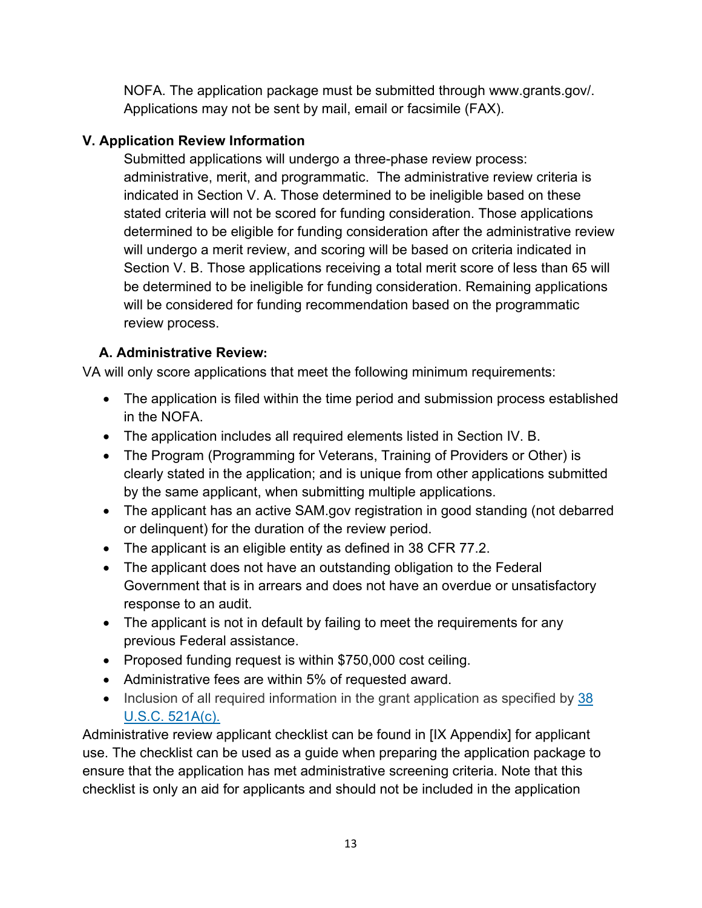NOFA. The application package must be submitted through www.grants.gov/. Applications may not be sent by mail, email or facsimile (FAX).

## V. Application Review Information

Submitted applications will undergo a three-phase review process: administrative, merit, and programmatic. The administrative review criteria is indicated in Section V. A. Those determined to be ineligible based on these stated criteria will not be scored for funding consideration. Those applications determined to be eligible for funding consideration after the administrative review will undergo a merit review, and scoring will be based on criteria indicated in Section V. B. Those applications receiving a total merit score of less than 65 will be determined to be ineligible for funding consideration. Remaining applications will be considered for funding recommendation based on the programmatic review process.

### A. Administrative Review:

VA will only score applications that meet the following minimum requirements:

- The application is filed within the time period and submission process established in the NOFA.
- The application includes all required elements listed in Section IV. B.
- The Program (Programming for Veterans, Training of Providers or Other) is clearly stated in the application; and is unique from other applications submitted by the same applicant, when submitting multiple applications.
- The applicant has an active SAM.gov registration in good standing (not debarred or delinquent) for the duration of the review period.
- The applicant is an eligible entity as defined in 38 CFR 77.2.
- The applicant does not have an outstanding obligation to the Federal Government that is in arrears and does not have an overdue or unsatisfactory response to an audit.
- The applicant is not in default by failing to meet the requirements for any previous Federal assistance.
- Proposed funding request is within $750,000 cost ceiling.
- Administrative fees are within 5% of requested award.
- Inclusion of all required information in the grant application as specified by [38 U.S.C. 521A(c).]

Administrative review applicant checklist can be found in [IX Appendix] for applicant use. The checklist can be used as a guide when preparing the application package to ensure that the application has met administrative screening criteria. Note that this checklist is only an aid for applicants and should not be included in the application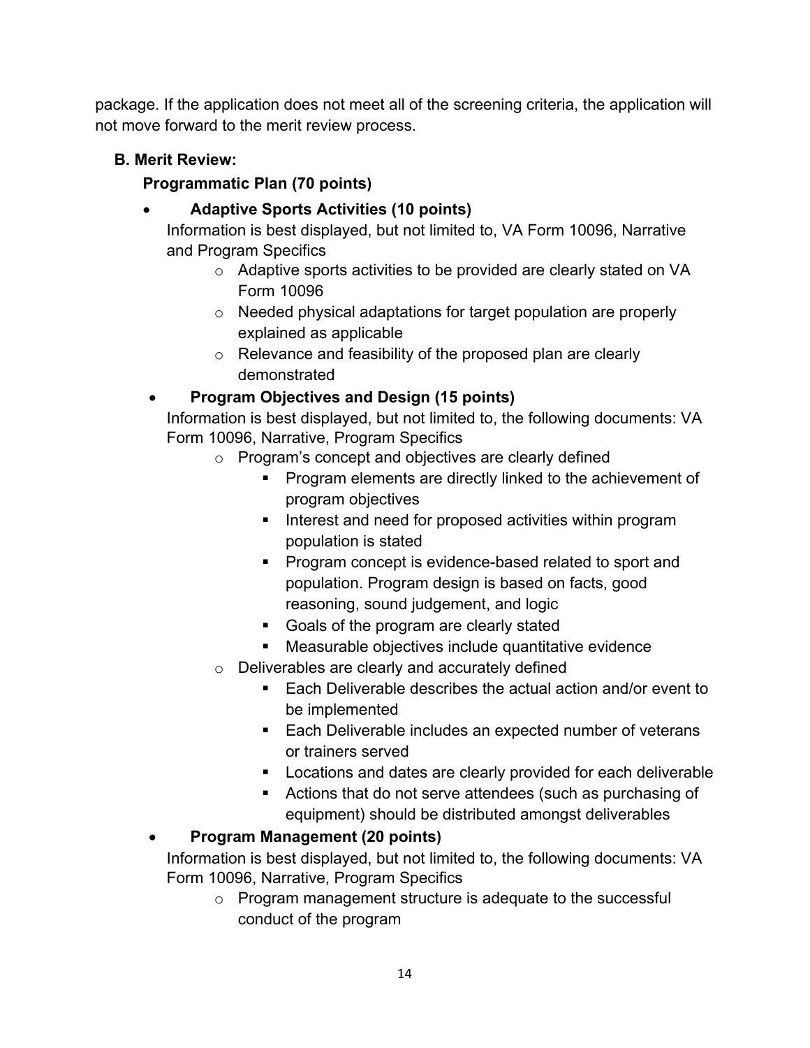package. If the application does not meet all of the screening criteria, the application will not move forward to the merit review process.

### B. Merit Review:

**Programmatic Plan (70 points)**

- **Adaptive Sports Activities (10 points)**
  Information is best displayed, but not limited to, VA Form 10096, Narrative and Program Specifics
  - Adaptive sports activities to be provided are clearly stated on VA Form 10096
  - Needed physical adaptations for target population are properly explained as applicable
  - Relevance and feasibility of the proposed plan are clearly demonstrated
- **Program Objectives and Design (15 points)**
  Information is best displayed, but not limited to, the following documents: VA Form 10096, Narrative, Program Specifics
  - Program's concept and objectives are clearly defined
    - Program elements are directly linked to the achievement of program objectives
    - Interest and need for proposed activities within program population is stated
    - Program concept is evidence-based related to sport and population. Program design is based on facts, good reasoning, sound judgement, and logic
    - Goals of the program are clearly stated
    - Measurable objectives include quantitative evidence
  - Deliverables are clearly and accurately defined
    - Each Deliverable describes the actual action and/or event to be implemented
    - Each Deliverable includes an expected number of veterans or trainers served
    - Locations and dates are clearly provided for each deliverable
    - Actions that do not serve attendees (such as purchasing of equipment) should be distributed amongst deliverables
- **Program Management (20 points)**
  Information is best displayed, but not limited to, the following documents: VA Form 10096, Narrative, Program Specifics
  - Program management structure is adequate to the successful conduct of the program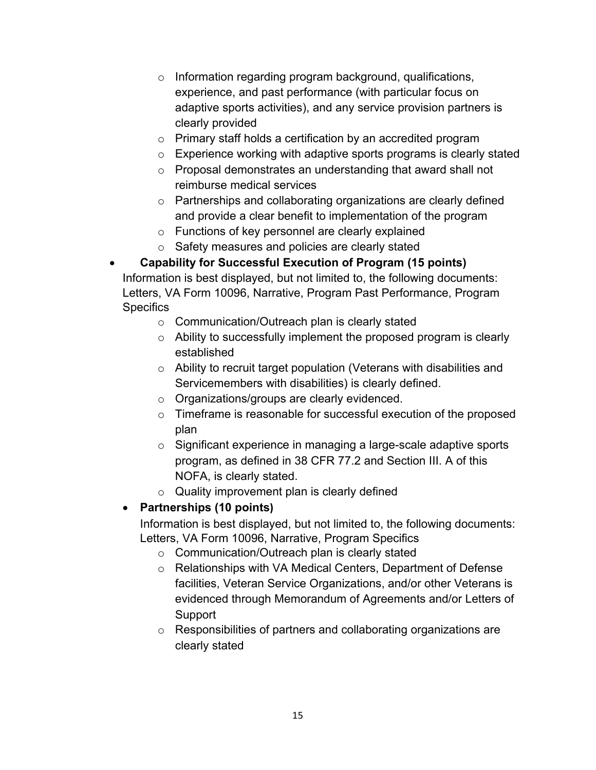- Information regarding program background, qualifications, experience, and past performance (with particular focus on adaptive sports activities), and any service provision partners is clearly provided
  - Primary staff holds a certification by an accredited program
  - Experience working with adaptive sports programs is clearly stated
  - Proposal demonstrates an understanding that award shall not reimburse medical services
  - Partnerships and collaborating organizations are clearly defined and provide a clear benefit to implementation of the program
  - Functions of key personnel are clearly explained
  - Safety measures and policies are clearly stated

- **Capability for Successful Execution of Program (15 points)**
  Information is best displayed, but not limited to, the following documents: Letters, VA Form 10096, Narrative, Program Past Performance, Program Specifics
  - Communication/Outreach plan is clearly stated
  - Ability to successfully implement the proposed program is clearly established
  - Ability to recruit target population (Veterans with disabilities and Servicemembers with disabilities) is clearly defined.
  - Organizations/groups are clearly evidenced.
  - Timeframe is reasonable for successful execution of the proposed plan
  - Significant experience in managing a large-scale adaptive sports program, as defined in 38 CFR 77.2 and Section III. A of this NOFA, is clearly stated.
  - Quality improvement plan is clearly defined

- **Partnerships (10 points)**
  Information is best displayed, but not limited to, the following documents: Letters, VA Form 10096, Narrative, Program Specifics
  - Communication/Outreach plan is clearly stated
  - Relationships with VA Medical Centers, Department of Defense facilities, Veteran Service Organizations, and/or other Veterans is evidenced through Memorandum of Agreements and/or Letters of Support
  - Responsibilities of partners and collaborating organizations are clearly stated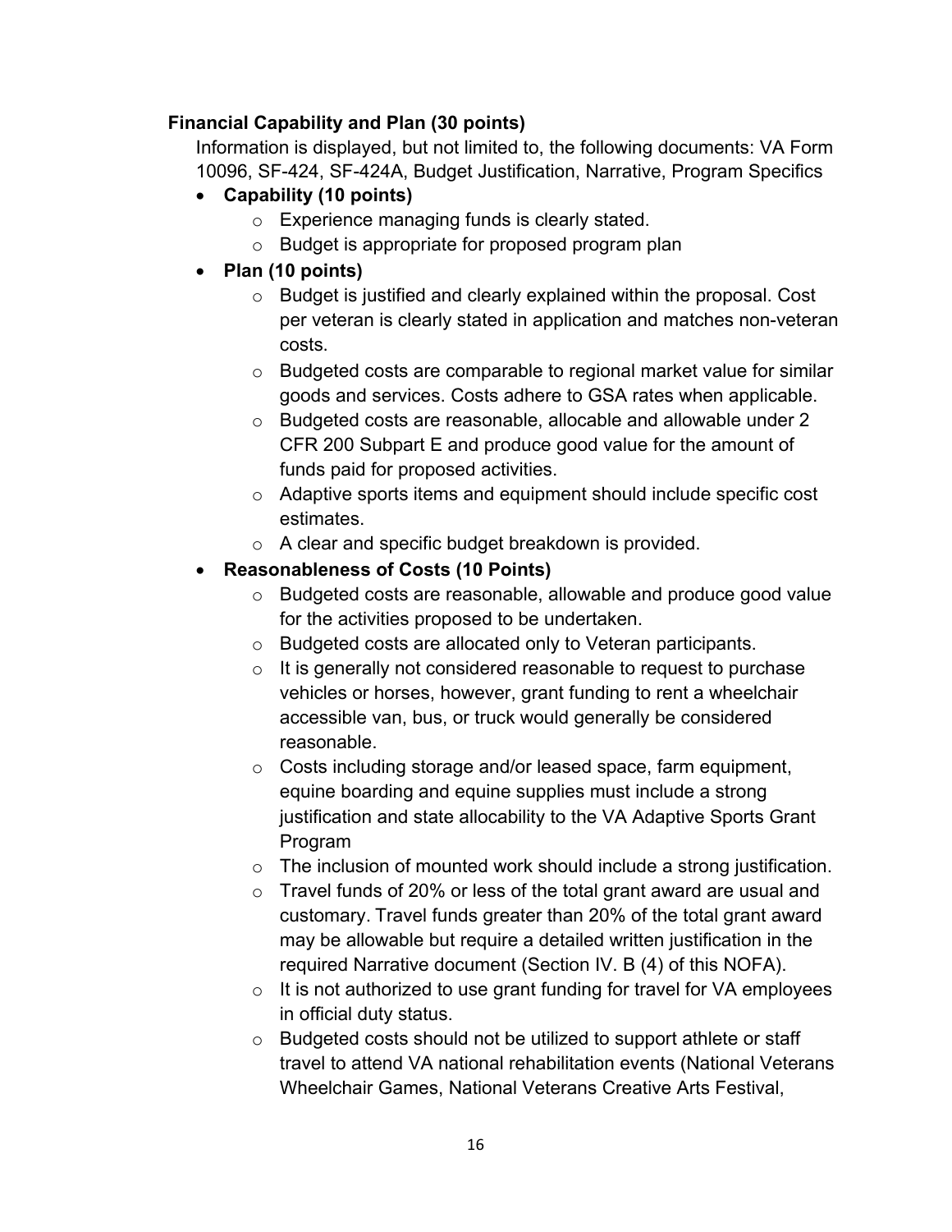**Financial Capability and Plan (30 points)**

Information is displayed, but not limited to, the following documents: VA Form 10096, SF-424, SF-424A, Budget Justification, Narrative, Program Specifics

- **Capability (10 points)**
  - Experience managing funds is clearly stated.
  - Budget is appropriate for proposed program plan
- **Plan (10 points)**
  - Budget is justified and clearly explained within the proposal. Cost per veteran is clearly stated in application and matches non-veteran costs.
  - Budgeted costs are comparable to regional market value for similar goods and services. Costs adhere to GSA rates when applicable.
  - Budgeted costs are reasonable, allocable and allowable under 2 CFR 200 Subpart E and produce good value for the amount of funds paid for proposed activities.
  - Adaptive sports items and equipment should include specific cost estimates.
  - A clear and specific budget breakdown is provided.
- **Reasonableness of Costs (10 Points)**
  - Budgeted costs are reasonable, allowable and produce good value for the activities proposed to be undertaken.
  - Budgeted costs are allocated only to Veteran participants.
  - It is generally not considered reasonable to request to purchase vehicles or horses, however, grant funding to rent a wheelchair accessible van, bus, or truck would generally be considered reasonable.
  - Costs including storage and/or leased space, farm equipment, equine boarding and equine supplies must include a strong justification and state allocability to the VA Adaptive Sports Grant Program
  - The inclusion of mounted work should include a strong justification.
  - Travel funds of 20% or less of the total grant award are usual and customary. Travel funds greater than 20% of the total grant award may be allowable but require a detailed written justification in the required Narrative document (Section IV. B (4) of this NOFA).
  - It is not authorized to use grant funding for travel for VA employees in official duty status.
  - Budgeted costs should not be utilized to support athlete or staff travel to attend VA national rehabilitation events (National Veterans Wheelchair Games, National Veterans Creative Arts Festival,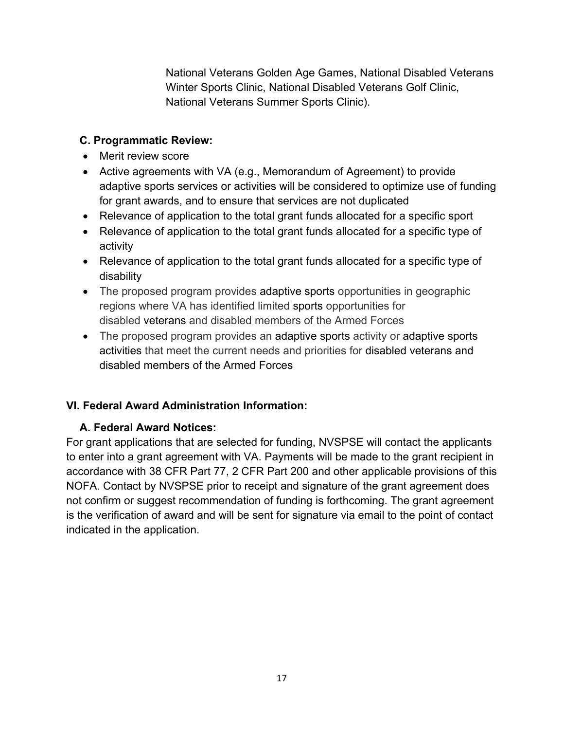National Veterans Golden Age Games, National Disabled Veterans Winter Sports Clinic, National Disabled Veterans Golf Clinic, National Veterans Summer Sports Clinic).

### C. Programmatic Review:

- Merit review score
- Active agreements with VA (e.g., Memorandum of Agreement) to provide adaptive sports services or activities will be considered to optimize use of funding for grant awards, and to ensure that services are not duplicated
- Relevance of application to the total grant funds allocated for a specific sport
- Relevance of application to the total grant funds allocated for a specific type of activity
- Relevance of application to the total grant funds allocated for a specific type of disability
- The proposed program provides adaptive sports opportunities in geographic regions where VA has identified limited sports opportunities for disabled veterans and disabled members of the Armed Forces
- The proposed program provides an adaptive sports activity or adaptive sports activities that meet the current needs and priorities for disabled veterans and disabled members of the Armed Forces

## VI. Federal Award Administration Information:

### A. Federal Award Notices:

For grant applications that are selected for funding, NVSPSE will contact the applicants to enter into a grant agreement with VA. Payments will be made to the grant recipient in accordance with 38 CFR Part 77, 2 CFR Part 200 and other applicable provisions of this NOFA. Contact by NVSPSE prior to receipt and signature of the grant agreement does not confirm or suggest recommendation of funding is forthcoming. The grant agreement is the verification of award and will be sent for signature via email to the point of contact indicated in the application.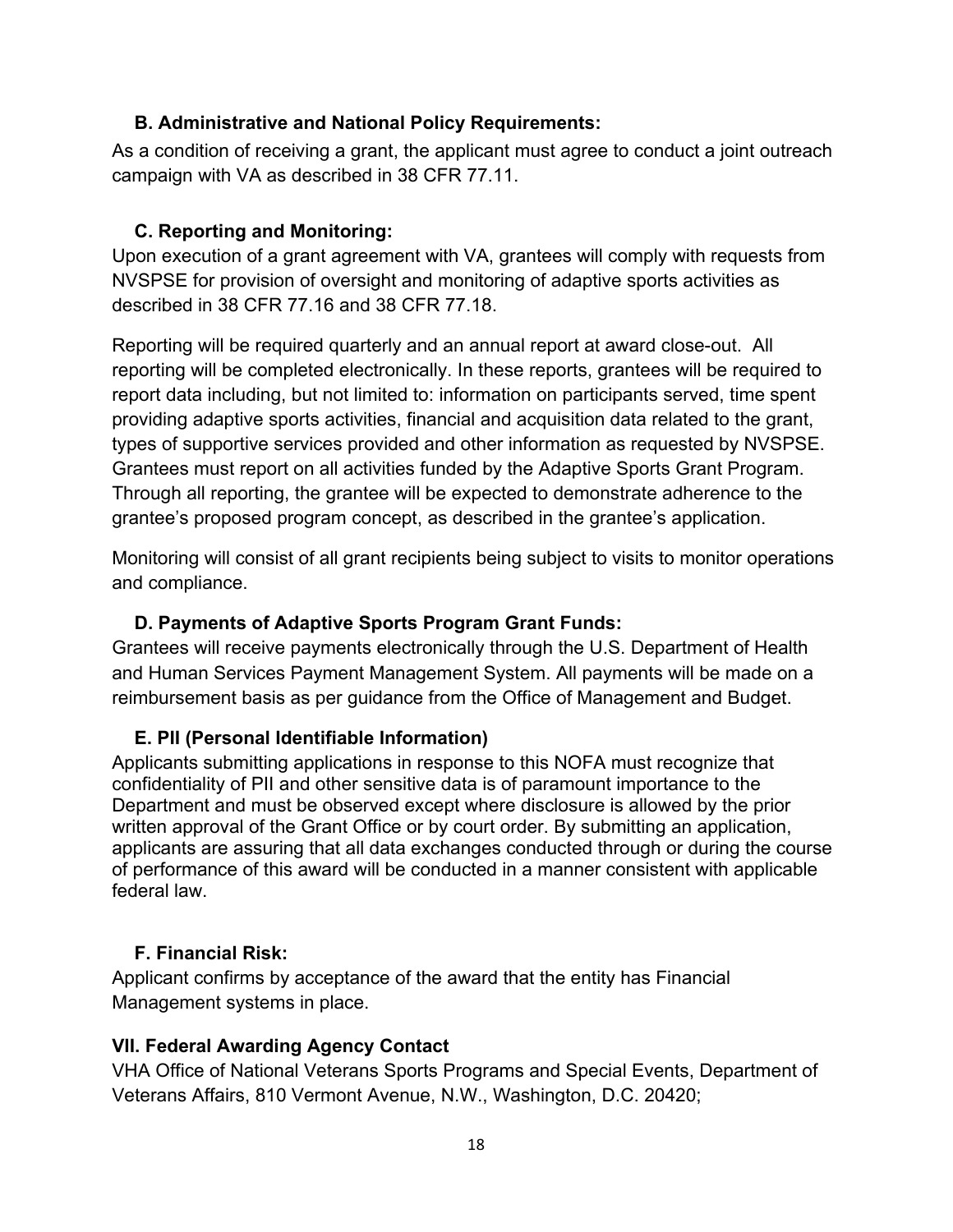### B. Administrative and National Policy Requirements:

As a condition of receiving a grant, the applicant must agree to conduct a joint outreach campaign with VA as described in 38 CFR 77.11.

### C. Reporting and Monitoring:

Upon execution of a grant agreement with VA, grantees will comply with requests from NVSPSE for provision of oversight and monitoring of adaptive sports activities as described in 38 CFR 77.16 and 38 CFR 77.18.

Reporting will be required quarterly and an annual report at award close-out. All reporting will be completed electronically. In these reports, grantees will be required to report data including, but not limited to: information on participants served, time spent providing adaptive sports activities, financial and acquisition data related to the grant, types of supportive services provided and other information as requested by NVSPSE. Grantees must report on all activities funded by the Adaptive Sports Grant Program. Through all reporting, the grantee will be expected to demonstrate adherence to the grantee's proposed program concept, as described in the grantee's application.

Monitoring will consist of all grant recipients being subject to visits to monitor operations and compliance.

### D. Payments of Adaptive Sports Program Grant Funds:

Grantees will receive payments electronically through the U.S. Department of Health and Human Services Payment Management System. All payments will be made on a reimbursement basis as per guidance from the Office of Management and Budget.

### E. PII (Personal Identifiable Information)

Applicants submitting applications in response to this NOFA must recognize that confidentiality of PII and other sensitive data is of paramount importance to the Department and must be observed except where disclosure is allowed by the prior written approval of the Grant Office or by court order. By submitting an application, applicants are assuring that all data exchanges conducted through or during the course of performance of this award will be conducted in a manner consistent with applicable federal law.

### F. Financial Risk:

Applicant confirms by acceptance of the award that the entity has Financial Management systems in place.

## VII. Federal Awarding Agency Contact

VHA Office of National Veterans Sports Programs and Special Events, Department of Veterans Affairs, 810 Vermont Avenue, N.W., Washington, D.C. 20420;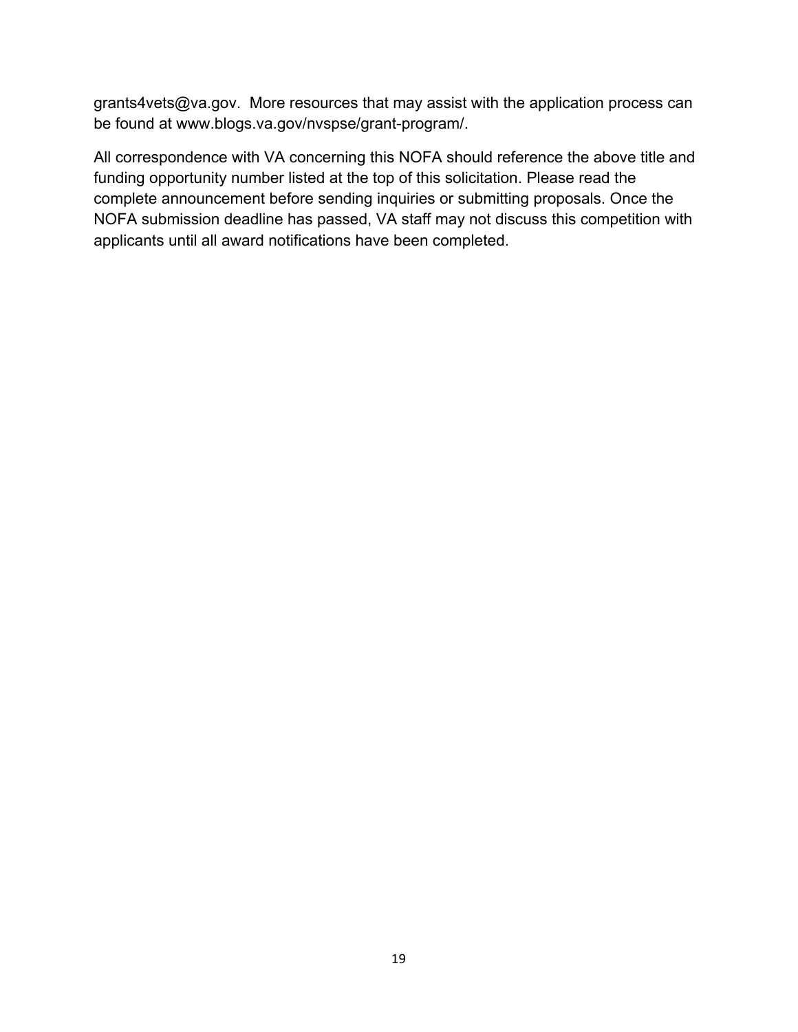grants4vets@va.gov.  More resources that may assist with the application process can be found at www.blogs.va.gov/nvspse/grant-program/.

All correspondence with VA concerning this NOFA should reference the above title and funding opportunity number listed at the top of this solicitation. Please read the complete announcement before sending inquiries or submitting proposals. Once the NOFA submission deadline has passed, VA staff may not discuss this competition with applicants until all award notifications have been completed.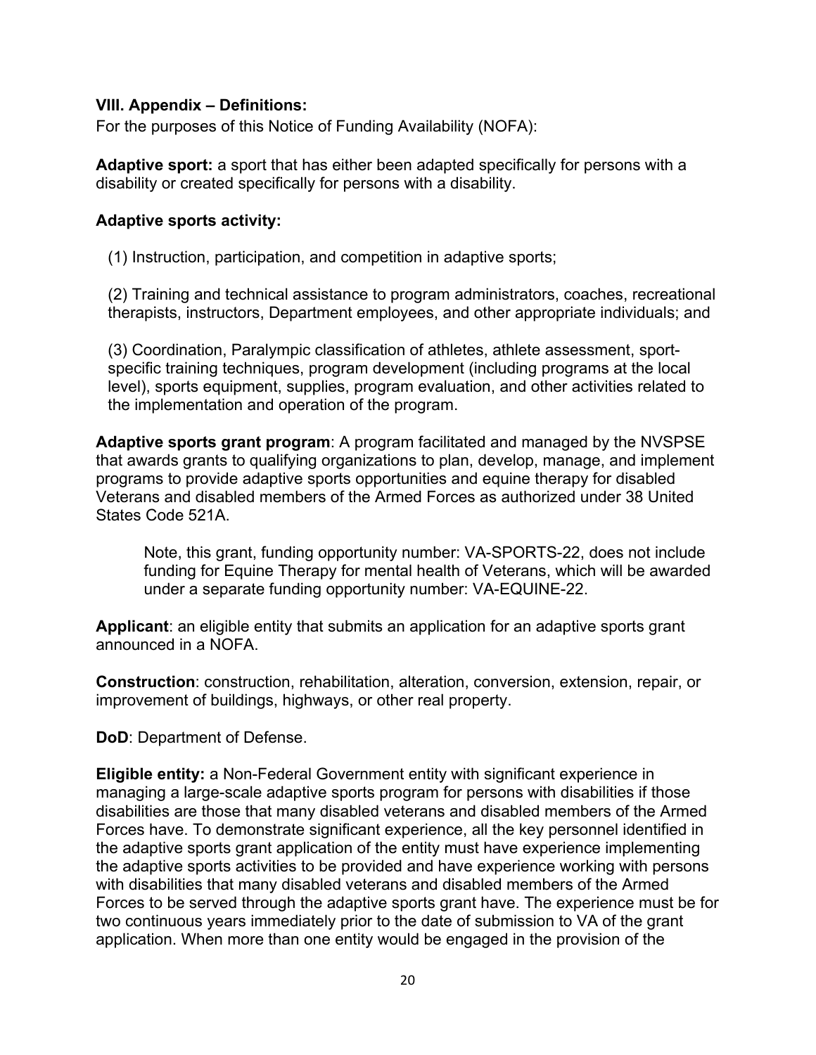### VIII. Appendix – Definitions:

For the purposes of this Notice of Funding Availability (NOFA):

**Adaptive sport:** a sport that has either been adapted specifically for persons with a disability or created specifically for persons with a disability.

**Adaptive sports activity:**

(1) Instruction, participation, and competition in adaptive sports;

(2) Training and technical assistance to program administrators, coaches, recreational therapists, instructors, Department employees, and other appropriate individuals; and

(3) Coordination, Paralympic classification of athletes, athlete assessment, sport-specific training techniques, program development (including programs at the local level), sports equipment, supplies, program evaluation, and other activities related to the implementation and operation of the program.

**Adaptive sports grant program**: A program facilitated and managed by the NVSPSE that awards grants to qualifying organizations to plan, develop, manage, and implement programs to provide adaptive sports opportunities and equine therapy for disabled Veterans and disabled members of the Armed Forces as authorized under 38 United States Code 521A.

> Note, this grant, funding opportunity number: VA-SPORTS-22, does not include funding for Equine Therapy for mental health of Veterans, which will be awarded under a separate funding opportunity number: VA-EQUINE-22.

**Applicant**: an eligible entity that submits an application for an adaptive sports grant announced in a NOFA.

**Construction**: construction, rehabilitation, alteration, conversion, extension, repair, or improvement of buildings, highways, or other real property.

**DoD**: Department of Defense.

**Eligible entity:** a Non-Federal Government entity with significant experience in managing a large-scale adaptive sports program for persons with disabilities if those disabilities are those that many disabled veterans and disabled members of the Armed Forces have. To demonstrate significant experience, all the key personnel identified in the adaptive sports grant application of the entity must have experience implementing the adaptive sports activities to be provided and have experience working with persons with disabilities that many disabled veterans and disabled members of the Armed Forces to be served through the adaptive sports grant have. The experience must be for two continuous years immediately prior to the date of submission to VA of the grant application. When more than one entity would be engaged in the provision of the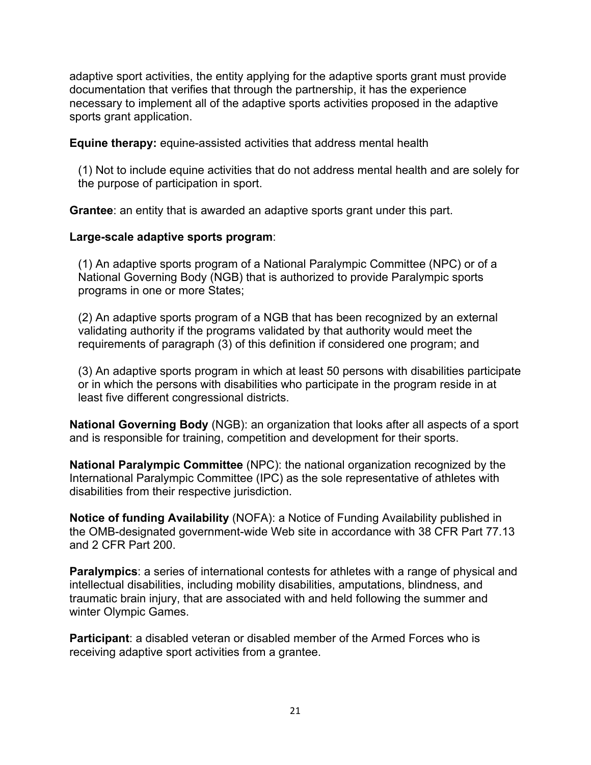adaptive sport activities, the entity applying for the adaptive sports grant must provide documentation that verifies that through the partnership, it has the experience necessary to implement all of the adaptive sports activities proposed in the adaptive sports grant application.

**Equine therapy:** equine-assisted activities that address mental health

(1) Not to include equine activities that do not address mental health and are solely for the purpose of participation in sport.

**Grantee**: an entity that is awarded an adaptive sports grant under this part.

**Large-scale adaptive sports program**:

(1) An adaptive sports program of a National Paralympic Committee (NPC) or of a National Governing Body (NGB) that is authorized to provide Paralympic sports programs in one or more States;

(2) An adaptive sports program of a NGB that has been recognized by an external validating authority if the programs validated by that authority would meet the requirements of paragraph (3) of this definition if considered one program; and

(3) An adaptive sports program in which at least 50 persons with disabilities participate or in which the persons with disabilities who participate in the program reside in at least five different congressional districts.

**National Governing Body** (NGB): an organization that looks after all aspects of a sport and is responsible for training, competition and development for their sports.

**National Paralympic Committee** (NPC): the national organization recognized by the International Paralympic Committee (IPC) as the sole representative of athletes with disabilities from their respective jurisdiction.

**Notice of funding Availability** (NOFA): a Notice of Funding Availability published in the OMB-designated government-wide Web site in accordance with 38 CFR Part 77.13 and 2 CFR Part 200.

**Paralympics**: a series of international contests for athletes with a range of physical and intellectual disabilities, including mobility disabilities, amputations, blindness, and traumatic brain injury, that are associated with and held following the summer and winter Olympic Games.

**Participant**: a disabled veteran or disabled member of the Armed Forces who is receiving adaptive sport activities from a grantee.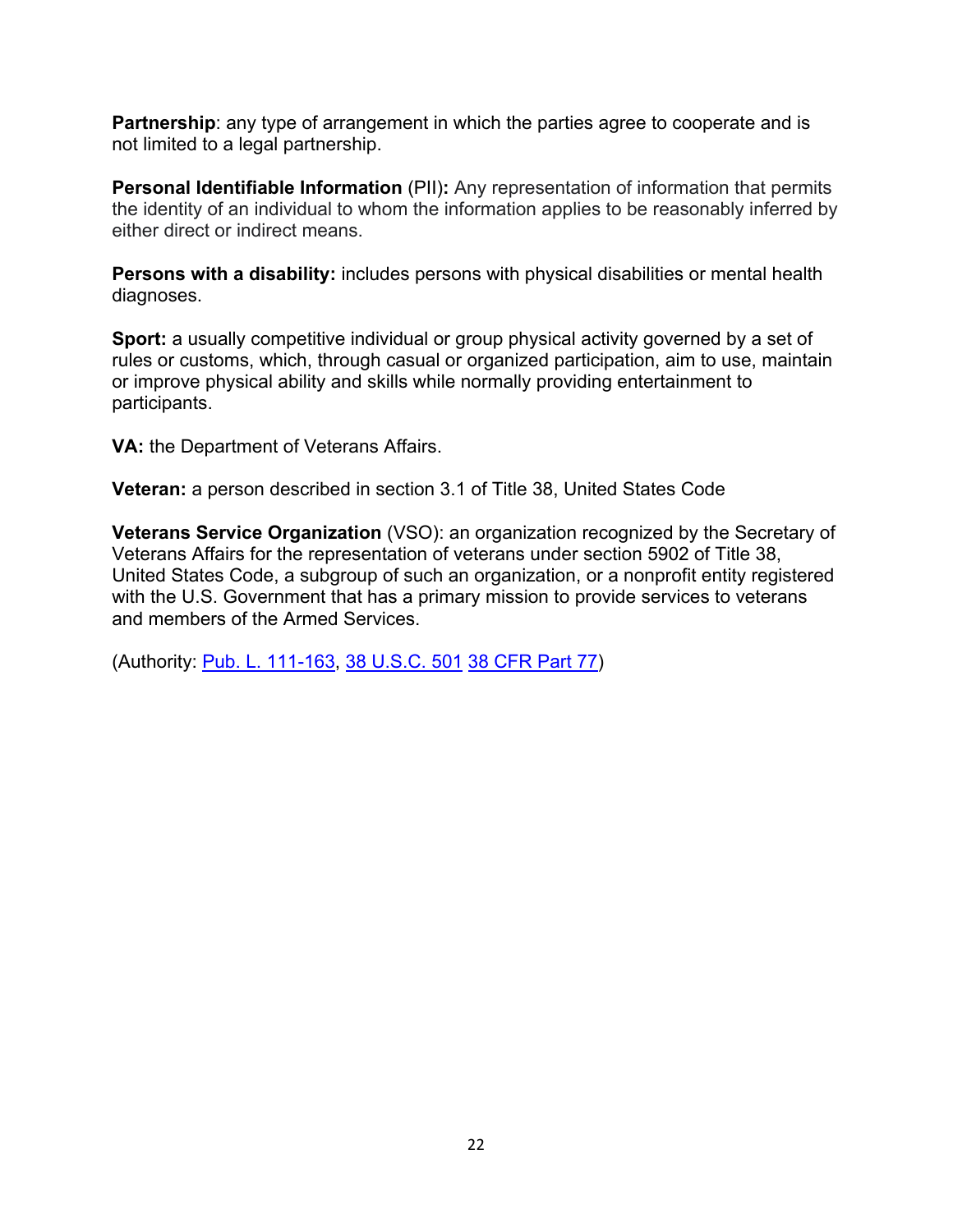**Partnership**: any type of arrangement in which the parties agree to cooperate and is not limited to a legal partnership.

**Personal Identifiable Information** (PII)**:** Any representation of information that permits the identity of an individual to whom the information applies to be reasonably inferred by either direct or indirect means.

**Persons with a disability:** includes persons with physical disabilities or mental health diagnoses.

**Sport:** a usually competitive individual or group physical activity governed by a set of rules or customs, which, through casual or organized participation, aim to use, maintain or improve physical ability and skills while normally providing entertainment to participants.

**VA:** the Department of Veterans Affairs.

**Veteran:** a person described in section 3.1 of Title 38, United States Code

**Veterans Service Organization** (VSO): an organization recognized by the Secretary of Veterans Affairs for the representation of veterans under section 5902 of Title 38, United States Code, a subgroup of such an organization, or a nonprofit entity registered with the U.S. Government that has a primary mission to provide services to veterans and members of the Armed Services.

(Authority: Pub. L. 111-163, 38 U.S.C. 501 38 CFR Part 77)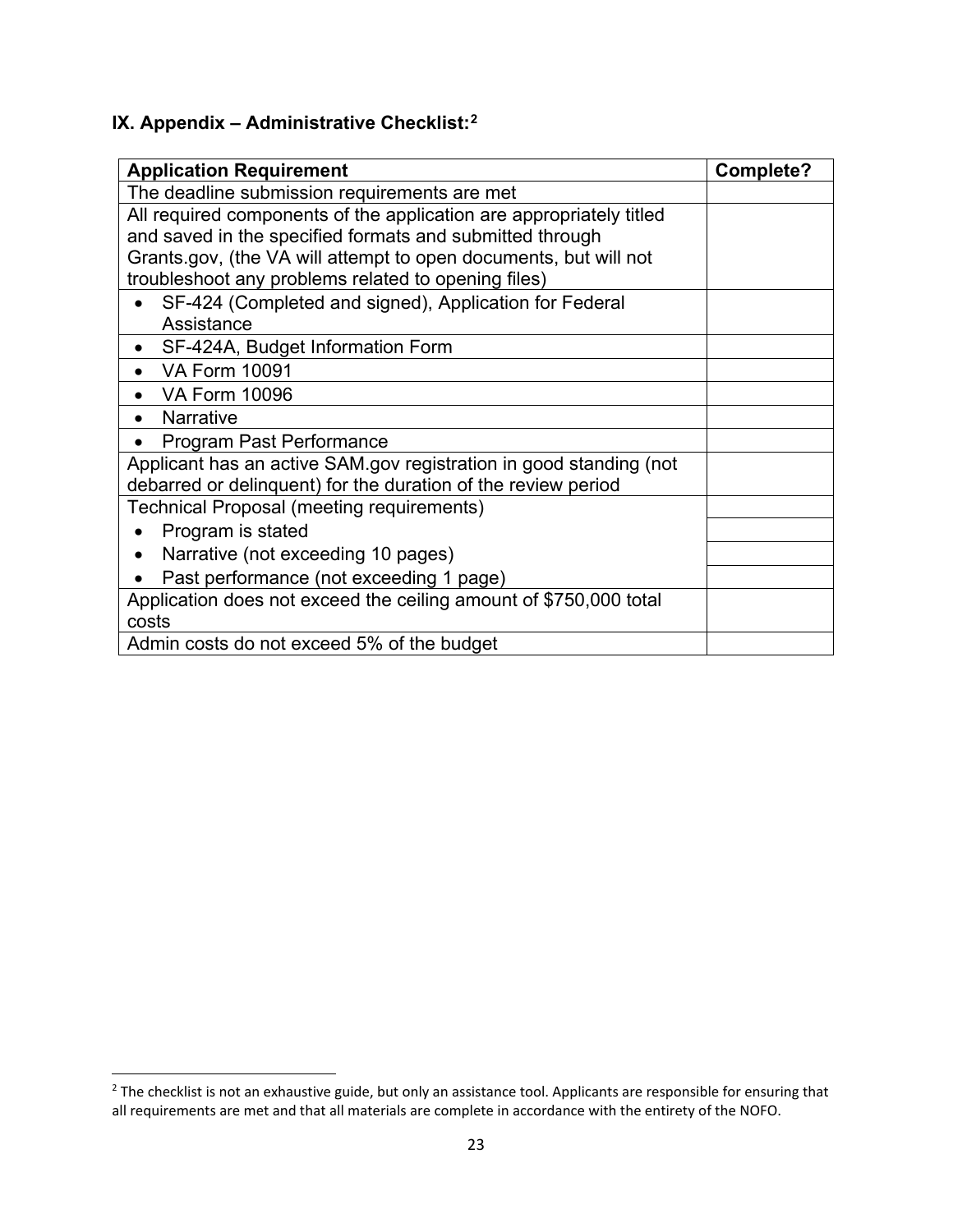## IX. Appendix – Administrative Checklist:[2]

| Application Requirement | Complete? |
|---|---|
| The deadline submission requirements are met | |
| All required components of the application are appropriately titled and saved in the specified formats and submitted through Grants.gov, (the VA will attempt to open documents, but will not troubleshoot any problems related to opening files) | |
| • SF-424 (Completed and signed), Application for Federal Assistance | |
| • SF-424A, Budget Information Form | |
| • VA Form 10091 | |
| • VA Form 10096 | |
| • Narrative | |
| • Program Past Performance | |
| Applicant has an active SAM.gov registration in good standing (not debarred or delinquent) for the duration of the review period | |
| Technical Proposal (meeting requirements) | |
| • Program is stated | |
| • Narrative (not exceeding 10 pages) | |
| • Past performance (not exceeding 1 page) | |
| Application does not exceed the ceiling amount of $750,000 total costs | |
| Admin costs do not exceed 5% of the budget | |

[2] The checklist is not an exhaustive guide, but only an assistance tool. Applicants are responsible for ensuring that all requirements are met and that all materials are complete in accordance with the entirety of the NOFO.